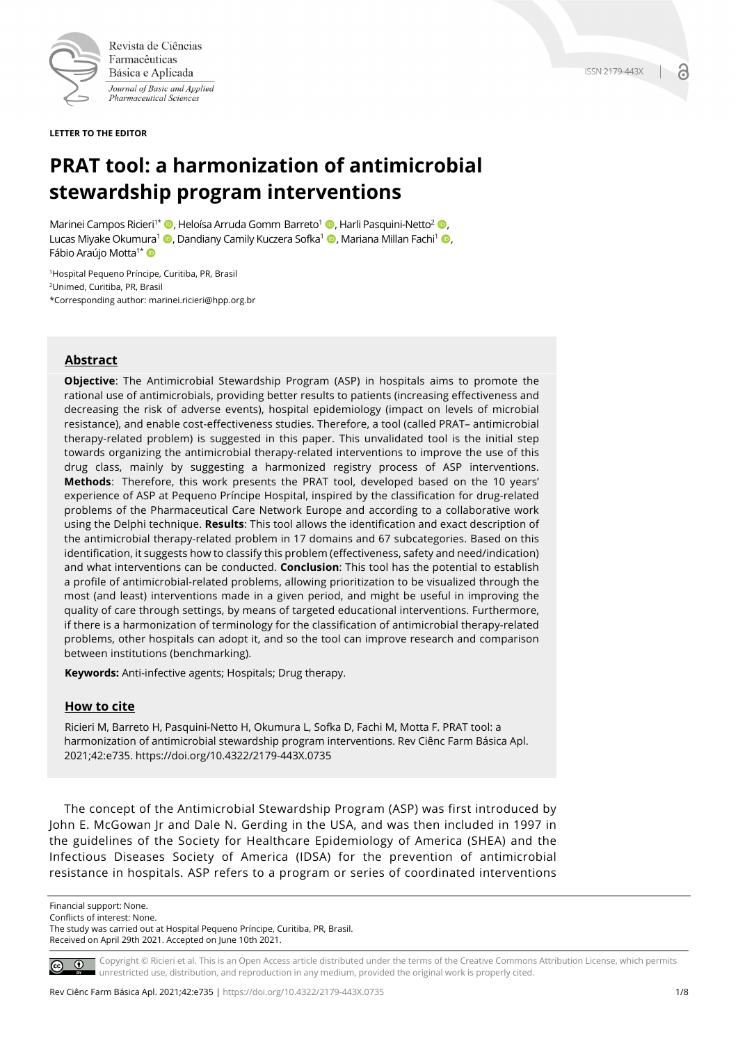**LETTER TO THE EDITOR**

# PRAT tool: a harmonization of antimicrobial stewardship program interventions

Marinei Campos Ricieri[1*], Heloísa Arruda Gomm Barreto[1], Harli Pasquini-Netto[2], Lucas Miyake Okumura[1], Dandiany Camily Kuczera Sofka[1], Mariana Millan Fachi[1], Fábio Araújo Motta[1*]

[1]Hospital Pequeno Príncipe, Curitiba, PR, Brasil
[2]Unimed, Curitiba, PR, Brasil
*Corresponding author: marinei.ricieri@hpp.org.br

## Abstract

**Objective**: The Antimicrobial Stewardship Program (ASP) in hospitals aims to promote the rational use of antimicrobials, providing better results to patients (increasing effectiveness and decreasing the risk of adverse events), hospital epidemiology (impact on levels of microbial resistance), and enable cost-effectiveness studies. Therefore, a tool (called PRAT– antimicrobial therapy-related problem) is suggested in this paper. This unvalidated tool is the initial step towards organizing the antimicrobial therapy-related interventions to improve the use of this drug class, mainly by suggesting a harmonized registry process of ASP interventions. **Methods**: Therefore, this work presents the PRAT tool, developed based on the 10 years' experience of ASP at Pequeno Príncipe Hospital, inspired by the classification for drug-related problems of the Pharmaceutical Care Network Europe and according to a collaborative work using the Delphi technique. **Results**: This tool allows the identification and exact description of the antimicrobial therapy-related problem in 17 domains and 67 subcategories. Based on this identification, it suggests how to classify this problem (effectiveness, safety and need/indication) and what interventions can be conducted. **Conclusion**: This tool has the potential to establish a profile of antimicrobial-related problems, allowing prioritization to be visualized through the most (and least) interventions made in a given period, and might be useful in improving the quality of care through settings, by means of targeted educational interventions. Furthermore, if there is a harmonization of terminology for the classification of antimicrobial therapy-related problems, other hospitals can adopt it, and so the tool can improve research and comparison between institutions (benchmarking).

**Keywords:** Anti-infective agents; Hospitals; Drug therapy.

## How to cite

Ricieri M, Barreto H, Pasquini-Netto H, Okumura L, Sofka D, Fachi M, Motta F. PRAT tool: a harmonization of antimicrobial stewardship program interventions. Rev Ciênc Farm Básica Apl. 2021;42:e735. https://doi.org/10.4322/2179-443X.0735

The concept of the Antimicrobial Stewardship Program (ASP) was first introduced by John E. McGowan Jr and Dale N. Gerding in the USA, and was then included in 1997 in the guidelines of the Society for Healthcare Epidemiology of America (SHEA) and the Infectious Diseases Society of America (IDSA) for the prevention of antimicrobial resistance in hospitals. ASP refers to a program or series of coordinated interventions

Financial support: None.
Conflicts of interest: None.
The study was carried out at Hospital Pequeno Príncipe, Curitiba, PR, Brasil.
Received on April 29th 2021. Accepted on June 10th 2021.

Copyright © Ricieri et al. This is an Open Access article distributed under the terms of the Creative Commons Attribution License, which permits unrestricted use, distribution, and reproduction in any medium, provided the original work is properly cited.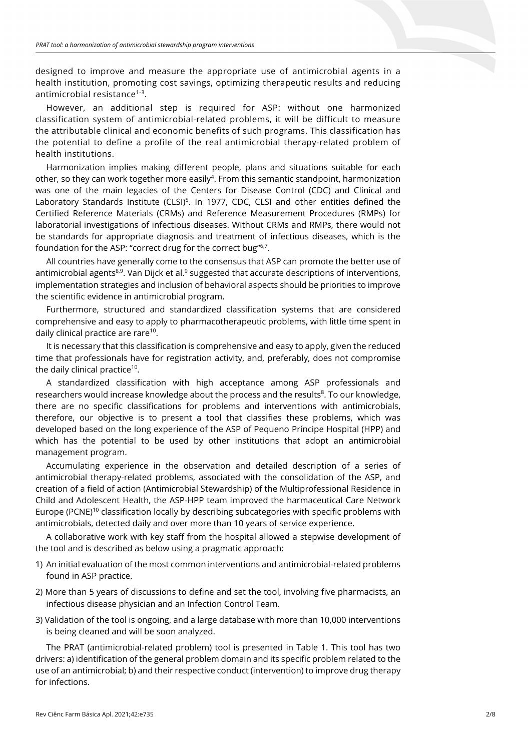designed to improve and measure the appropriate use of antimicrobial agents in a health institution, promoting cost savings, optimizing therapeutic results and reducing antimicrobial resistance[1-3].

However, an additional step is required for ASP: without one harmonized classification system of antimicrobial-related problems, it will be difficult to measure the attributable clinical and economic benefits of such programs. This classification has the potential to define a profile of the real antimicrobial therapy-related problem of health institutions.

Harmonization implies making different people, plans and situations suitable for each other, so they can work together more easily[4]. From this semantic standpoint, harmonization was one of the main legacies of the Centers for Disease Control (CDC) and Clinical and Laboratory Standards Institute (CLSI)[5]. In 1977, CDC, CLSI and other entities defined the Certified Reference Materials (CRMs) and Reference Measurement Procedures (RMPs) for laboratorial investigations of infectious diseases. Without CRMs and RMPs, there would not be standards for appropriate diagnosis and treatment of infectious diseases, which is the foundation for the ASP: "correct drug for the correct bug"[6,7].

All countries have generally come to the consensus that ASP can promote the better use of antimicrobial agents[8,9]. Van Dijck et al.[9] suggested that accurate descriptions of interventions, implementation strategies and inclusion of behavioral aspects should be priorities to improve the scientific evidence in antimicrobial program.

Furthermore, structured and standardized classification systems that are considered comprehensive and easy to apply to pharmacotherapeutic problems, with little time spent in daily clinical practice are rare[10].

It is necessary that this classification is comprehensive and easy to apply, given the reduced time that professionals have for registration activity, and, preferably, does not compromise the daily clinical practice[10].

A standardized classification with high acceptance among ASP professionals and researchers would increase knowledge about the process and the results[8]. To our knowledge, there are no specific classifications for problems and interventions with antimicrobials, therefore, our objective is to present a tool that classifies these problems, which was developed based on the long experience of the ASP of Pequeno Príncipe Hospital (HPP) and which has the potential to be used by other institutions that adopt an antimicrobial management program.

Accumulating experience in the observation and detailed description of a series of antimicrobial therapy-related problems, associated with the consolidation of the ASP, and creation of a field of action (Antimicrobial Stewardship) of the Multiprofessional Residence in Child and Adolescent Health, the ASP-HPP team improved the harmaceutical Care Network Europe (PCNE)[10] classification locally by describing subcategories with specific problems with antimicrobials, detected daily and over more than 10 years of service experience.

A collaborative work with key staff from the hospital allowed a stepwise development of the tool and is described as below using a pragmatic approach:

1) An initial evaluation of the most common interventions and antimicrobial-related problems found in ASP practice.
2) More than 5 years of discussions to define and set the tool, involving five pharmacists, an infectious disease physician and an Infection Control Team.
3) Validation of the tool is ongoing, and a large database with more than 10,000 interventions is being cleaned and will be soon analyzed.

The PRAT (antimicrobial-related problem) tool is presented in Table 1. This tool has two drivers: a) identification of the general problem domain and its specific problem related to the use of an antimicrobial; b) and their respective conduct (intervention) to improve drug therapy for infections.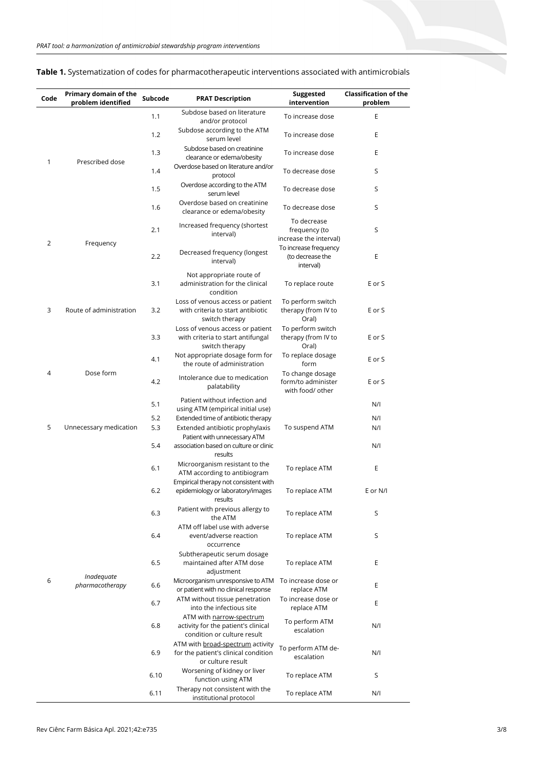**Table 1.** Systematization of codes for pharmacotherapeutic interventions associated with antimicrobials

| Code | Primary domain of the problem identified | Subcode | PRAT Description | Suggested intervention | Classification of the problem |
|---|---|---|---|---|---|
| 1 | Prescribed dose | 1.1 | Subdose based on literature and/or protocol | To increase dose | E |
| | | 1.2 | Subdose according to the ATM serum level | To increase dose | E |
| | | 1.3 | Subdose based on creatinine clearance or edema/obesity | To increase dose | E |
| | | 1.4 | Overdose based on literature and/or protocol | To decrease dose | S |
| | | 1.5 | Overdose according to the ATM serum level | To decrease dose | S |
| | | 1.6 | Overdose based on creatinine clearance or edema/obesity | To decrease dose | S |
| 2 | Frequency | 2.1 | Increased frequency (shortest interval) | To decrease frequency (to increase the interval) | S |
| | | 2.2 | Decreased frequency (longest interval) | To increase frequency (to decrease the interval) | E |
| 3 | Route of administration | 3.1 | Not appropriate route of administration for the clinical condition | To replace route | E or S |
| | | 3.2 | Loss of venous access or patient with criteria to start antibiotic switch therapy | To perform switch therapy (from IV to Oral) | E or S |
| | | 3.3 | Loss of venous access or patient with criteria to start antifungal switch therapy | To perform switch therapy (from IV to Oral) | E or S |
| 4 | Dose form | 4.1 | Not appropriate dosage form for the route of administration | To replace dosage form | E or S |
| | | 4.2 | Intolerance due to medication palatability | To change dosage form/to administer with food/ other | E or S |
| 5 | Unnecessary medication | 5.1 | Patient without infection and using ATM (empirical initial use) | To suspend ATM | N/I |
| | | 5.2 | Extended time of antibiotic therapy | | N/I |
| | | 5.3 | Extended antibiotic prophylaxis | | N/I |
| | | 5.4 | Patient with unnecessary ATM association based on culture or clinic results | | N/I |
| 6 | *Inadequate pharmacotherapy* | 6.1 | Microorganism resistant to the ATM according to antibiogram | To replace ATM | E |
| | | 6.2 | Empirical therapy not consistent with epidemiology or laboratory/images results | To replace ATM | E or N/I |
| | | 6.3 | Patient with previous allergy to the ATM | To replace ATM | S |
| | | 6.4 | ATM off label use with adverse event/adverse reaction occurrence | To replace ATM | S |
| | | 6.5 | Subtherapeutic serum dosage maintained after ATM dose adjustment | To replace ATM | E |
| | | 6.6 | Microorganism unresponsive to ATM or patient with no clinical response | To increase dose or replace ATM | E |
| | | 6.7 | ATM without tissue penetration into the infectious site | To increase dose or replace ATM | E |
| | | 6.8 | ATM with narrow-spectrum activity for the patient's clinical condition or culture result | To perform ATM escalation | N/I |
| | | 6.9 | ATM with broad-spectrum activity for the patient's clinical condition or culture result | To perform ATM de-escalation | N/I |
| | | 6.10 | Worsening of kidney or liver function using ATM | To replace ATM | S |
| | | 6.11 | Therapy not consistent with the institutional protocol | To replace ATM | N/I |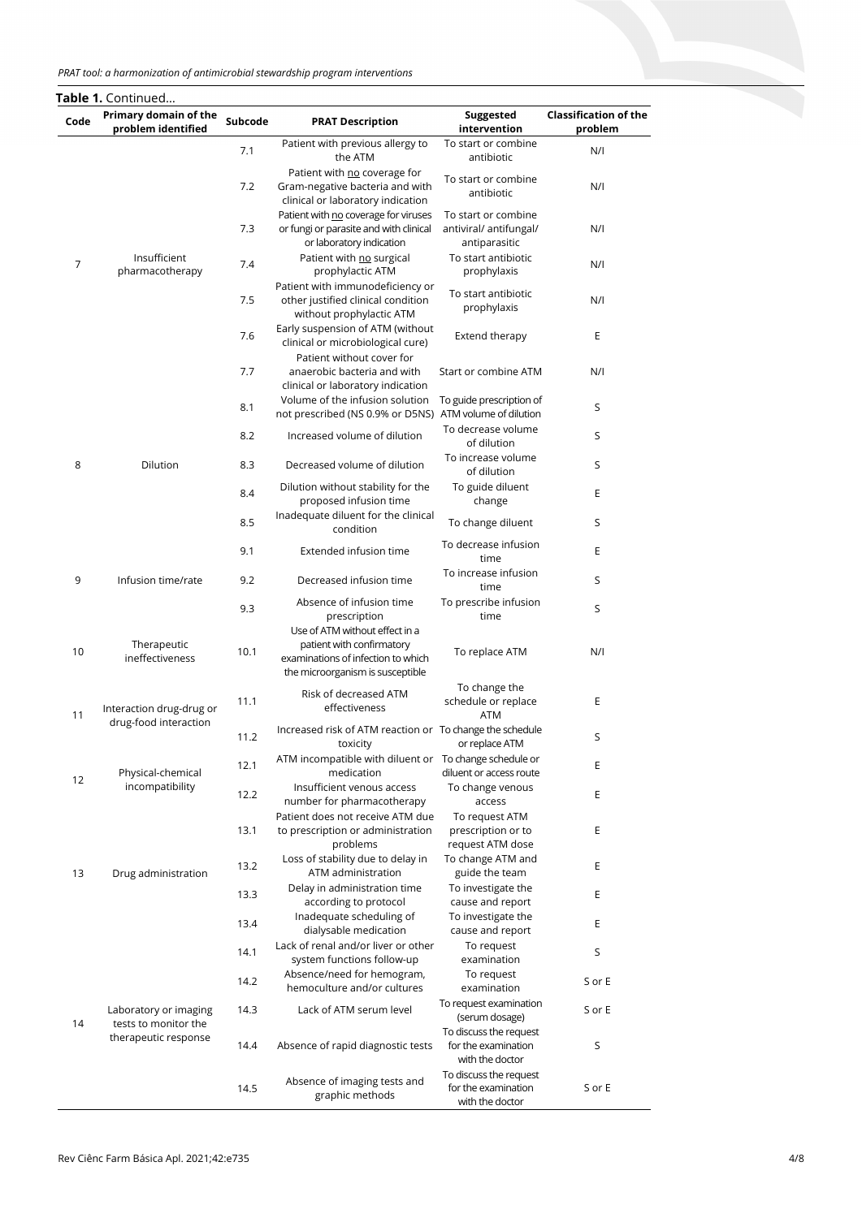**Table 1.** Continued...

| Code | Primary domain of the problem identified | Subcode | PRAT Description | Suggested intervention | Classification of the problem |
|---|---|---|---|---|---|
| 7 | Insufficient pharmacotherapy | 7.1 | Patient with previous allergy to the ATM | To start or combine antibiotic | N/I |
| | | 7.2 | Patient with no coverage for Gram-negative bacteria and with clinical or laboratory indication | To start or combine antibiotic | N/I |
| | | 7.3 | Patient with no coverage for viruses or fungi or parasite and with clinical or laboratory indication | To start or combine antiviral/ antifungal/ antiparasitic | N/I |
| | | 7.4 | Patient with no surgical prophylactic ATM | To start antibiotic prophylaxis | N/I |
| | | 7.5 | Patient with immunodeficiency or other justified clinical condition without prophylactic ATM | To start antibiotic prophylaxis | N/I |
| | | 7.6 | Early suspension of ATM (without clinical or microbiological cure) | Extend therapy | E |
| | | 7.7 | Patient without cover for anaerobic bacteria and with clinical or laboratory indication | Start or combine ATM | N/I |
| 8 | Dilution | 8.1 | Volume of the infusion solution not prescribed (NS 0.9% or D5NS) | To guide prescription of ATM volume of dilution | S |
| | | 8.2 | Increased volume of dilution | To decrease volume of dilution | S |
| | | 8.3 | Decreased volume of dilution | To increase volume of dilution | S |
| | | 8.4 | Dilution without stability for the proposed infusion time | To guide diluent change | E |
| | | 8.5 | Inadequate diluent for the clinical condition | To change diluent | S |
| 9 | Infusion time/rate | 9.1 | Extended infusion time | To decrease infusion time | E |
| | | 9.2 | Decreased infusion time | To increase infusion time | S |
| | | 9.3 | Absence of infusion time prescription | To prescribe infusion time | S |
| 10 | Therapeutic ineffectiveness | 10.1 | Use of ATM without effect in a patient with confirmatory examinations of infection to which the microorganism is susceptible | To replace ATM | N/I |
| 11 | Interaction drug-drug or drug-food interaction | 11.1 | Risk of decreased ATM effectiveness | To change the schedule or replace ATM | E |
| | | 11.2 | Increased risk of ATM reaction or toxicity | To change the schedule or replace ATM | S |
| 12 | Physical-chemical incompatibility | 12.1 | ATM incompatible with diluent or medication | To change schedule or diluent or access route | E |
| | | 12.2 | Insufficient venous access number for pharmacotherapy | To change venous access | E |
| 13 | Drug administration | 13.1 | Patient does not receive ATM due to prescription or administration problems | To request ATM prescription or to request ATM dose | E |
| | | 13.2 | Loss of stability due to delay in ATM administration | To change ATM and guide the team | E |
| | | 13.3 | Delay in administration time according to protocol | To investigate the cause and report | E |
| | | 13.4 | Inadequate scheduling of dialysable medication | To investigate the cause and report | E |
| 14 | Laboratory or imaging tests to monitor the therapeutic response | 14.1 | Lack of renal and/or liver or other system functions follow-up | To request examination | S |
| | | 14.2 | Absence/need for hemogram, hemoculture and/or cultures | To request examination | S or E |
| | | 14.3 | Lack of ATM serum level | To request examination (serum dosage) | S or E |
| | | 14.4 | Absence of rapid diagnostic tests | To discuss the request for the examination with the doctor | S |
| | | 14.5 | Absence of imaging tests and graphic methods | To discuss the request for the examination with the doctor | S or E |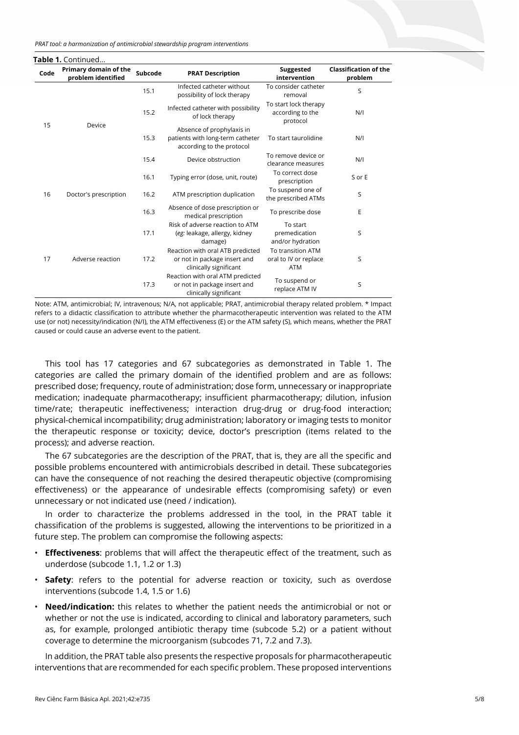**Table 1.** Continued...

| Code | Primary domain of the problem identified | Subcode | PRAT Description | Suggested intervention | Classification of the problem |
|---|---|---|---|---|---|
| 15 | Device | 15.1 | Infected catheter without possibility of lock therapy | To consider catheter removal | S |
| | | 15.2 | Infected catheter with possibility of lock therapy | To start lock therapy according to the protocol | N/I |
| | | 15.3 | Absence of prophylaxis in patients with long-term catheter according to the protocol | To start taurolidine | N/I |
| | | 15.4 | Device obstruction | To remove device or clearance measures | N/I |
| 16 | Doctor's prescription | 16.1 | Typing error (dose, unit, route) | To correct dose prescription | S or E |
| | | 16.2 | ATM prescription duplication | To suspend one of the prescribed ATMs | S |
| | | 16.3 | Absence of dose prescription or medical prescription | To prescribe dose | E |
| 17 | Adverse reaction | 17.1 | Risk of adverse reaction to ATM (*eg:* leakage, allergy, kidney damage) | To start premedication and/or hydration | S |
| | | 17.2 | Reaction with oral ATB predicted or not in package insert and clinically significant | To transition ATM oral to IV or replace ATM | S |
| | | 17.3 | Reaction with oral ATM predicted or not in package insert and clinically significant | To suspend or replace ATM IV | S |

Note: ATM, antimicrobial; IV, intravenous; N/A, not applicable; PRAT, antimicrobial therapy related problem. * Impact refers to a didactic classification to attribute whether the pharmacotherapeutic intervention was related to the ATM use (or not) necessity/indication (N/I), the ATM effectiveness (E) or the ATM safety (S), which means, whether the PRAT caused or could cause an adverse event to the patient.

This tool has 17 categories and 67 subcategories as demonstrated in Table 1. The categories are called the primary domain of the identified problem and are as follows: prescribed dose; frequency, route of administration; dose form, unnecessary or inappropriate medication; inadequate pharmacotherapy; insufficient pharmacotherapy; dilution, infusion time/rate; therapeutic ineffectiveness; interaction drug-drug or drug-food interaction; physical-chemical incompatibility; drug administration; laboratory or imaging tests to monitor the therapeutic response or toxicity; device, doctor's prescription (items related to the process); and adverse reaction.

The 67 subcategories are the description of the PRAT, that is, they are all the specific and possible problems encountered with antimicrobials described in detail. These subcategories can have the consequence of not reaching the desired therapeutic objective (compromising effectiveness) or the appearance of undesirable effects (compromising safety) or even unnecessary or not indicated use (need / indication).

In order to characterize the problems addressed in the tool, in the PRAT table it classification of the problems is suggested, allowing the interventions to be prioritized in a future step. The problem can compromise the following aspects:

- **Effectiveness**: problems that will affect the therapeutic effect of the treatment, such as underdose (subcode 1.1, 1.2 or 1.3)
- **Safety**: refers to the potential for adverse reaction or toxicity, such as overdose interventions (subcode 1.4, 1.5 or 1.6)
- **Need/indication:** this relates to whether the patient needs the antimicrobial or not or whether or not the use is indicated, according to clinical and laboratory parameters, such as, for example, prolonged antibiotic therapy time (subcode 5.2) or a patient without coverage to determine the microorganism (subcodes 71, 7.2 and 7.3).

In addition, the PRAT table also presents the respective proposals for pharmacotherapeutic interventions that are recommended for each specific problem. These proposed interventions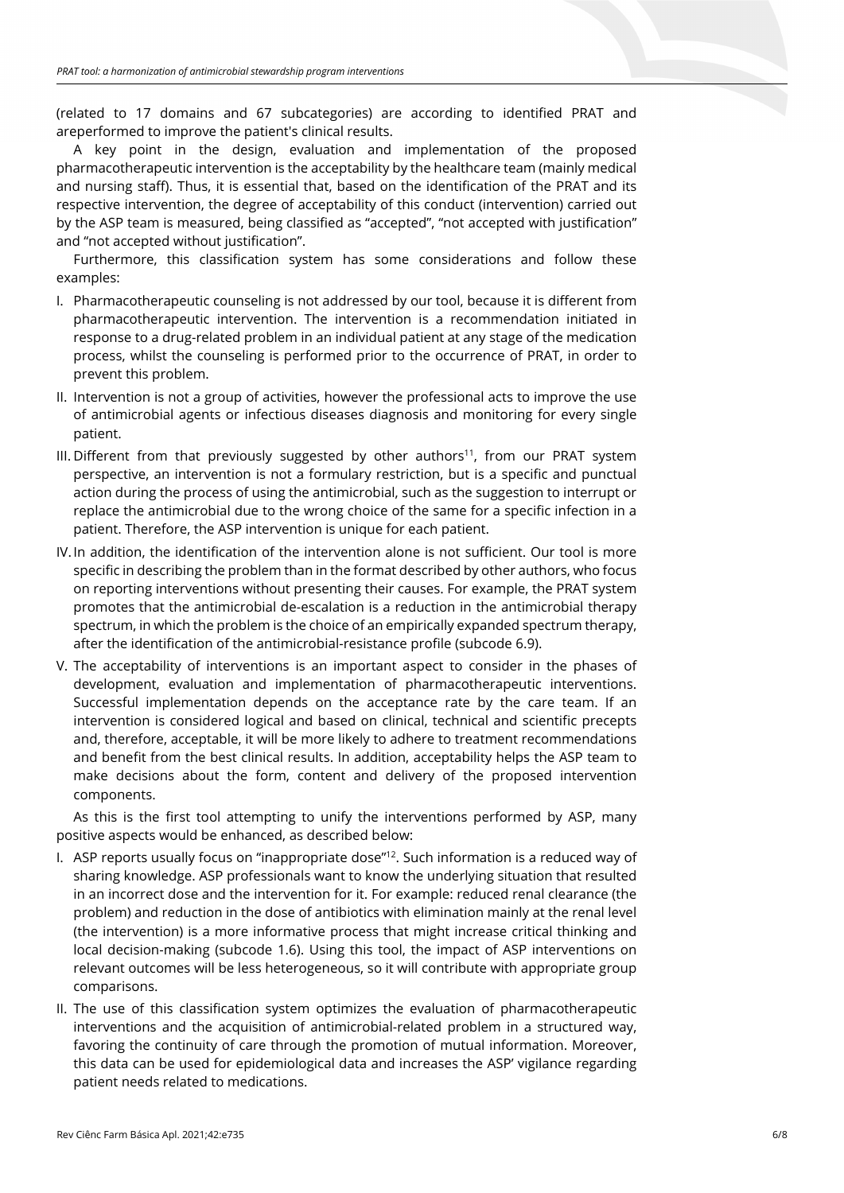(related to 17 domains and 67 subcategories) are according to identified PRAT and areperformed to improve the patient's clinical results.

A key point in the design, evaluation and implementation of the proposed pharmacotherapeutic intervention is the acceptability by the healthcare team (mainly medical and nursing staff). Thus, it is essential that, based on the identification of the PRAT and its respective intervention, the degree of acceptability of this conduct (intervention) carried out by the ASP team is measured, being classified as "accepted", "not accepted with justification" and "not accepted without justification".

Furthermore, this classification system has some considerations and follow these examples:

I. Pharmacotherapeutic counseling is not addressed by our tool, because it is different from pharmacotherapeutic intervention. The intervention is a recommendation initiated in response to a drug-related problem in an individual patient at any stage of the medication process, whilst the counseling is performed prior to the occurrence of PRAT, in order to prevent this problem.
II. Intervention is not a group of activities, however the professional acts to improve the use of antimicrobial agents or infectious diseases diagnosis and monitoring for every single patient.
III. Different from that previously suggested by other authors[11], from our PRAT system perspective, an intervention is not a formulary restriction, but is a specific and punctual action during the process of using the antimicrobial, such as the suggestion to interrupt or replace the antimicrobial due to the wrong choice of the same for a specific infection in a patient. Therefore, the ASP intervention is unique for each patient.
IV. In addition, the identification of the intervention alone is not sufficient. Our tool is more specific in describing the problem than in the format described by other authors, who focus on reporting interventions without presenting their causes. For example, the PRAT system promotes that the antimicrobial de-escalation is a reduction in the antimicrobial therapy spectrum, in which the problem is the choice of an empirically expanded spectrum therapy, after the identification of the antimicrobial-resistance profile (subcode 6.9).
V. The acceptability of interventions is an important aspect to consider in the phases of development, evaluation and implementation of pharmacotherapeutic interventions. Successful implementation depends on the acceptance rate by the care team. If an intervention is considered logical and based on clinical, technical and scientific precepts and, therefore, acceptable, it will be more likely to adhere to treatment recommendations and benefit from the best clinical results. In addition, acceptability helps the ASP team to make decisions about the form, content and delivery of the proposed intervention components.

As this is the first tool attempting to unify the interventions performed by ASP, many positive aspects would be enhanced, as described below:

I. ASP reports usually focus on "inappropriate dose"[12]. Such information is a reduced way of sharing knowledge. ASP professionals want to know the underlying situation that resulted in an incorrect dose and the intervention for it. For example: reduced renal clearance (the problem) and reduction in the dose of antibiotics with elimination mainly at the renal level (the intervention) is a more informative process that might increase critical thinking and local decision-making (subcode 1.6). Using this tool, the impact of ASP interventions on relevant outcomes will be less heterogeneous, so it will contribute with appropriate group comparisons.
II. The use of this classification system optimizes the evaluation of pharmacotherapeutic interventions and the acquisition of antimicrobial-related problem in a structured way, favoring the continuity of care through the promotion of mutual information. Moreover, this data can be used for epidemiological data and increases the ASP' vigilance regarding patient needs related to medications.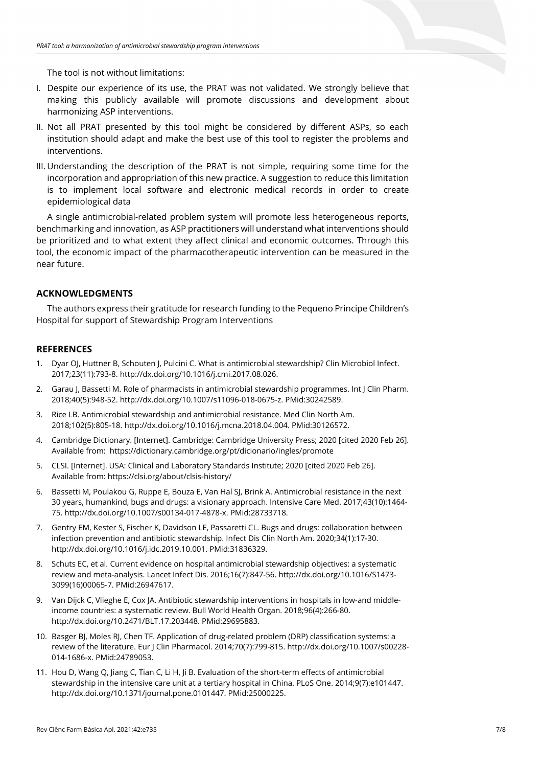The tool is not without limitations:

I. Despite our experience of its use, the PRAT was not validated. We strongly believe that making this publicly available will promote discussions and development about harmonizing ASP interventions.

II. Not all PRAT presented by this tool might be considered by different ASPs, so each institution should adapt and make the best use of this tool to register the problems and interventions.

III. Understanding the description of the PRAT is not simple, requiring some time for the incorporation and appropriation of this new practice. A suggestion to reduce this limitation is to implement local software and electronic medical records in order to create epidemiological data

A single antimicrobial-related problem system will promote less heterogeneous reports, benchmarking and innovation, as ASP practitioners will understand what interventions should be prioritized and to what extent they affect clinical and economic outcomes. Through this tool, the economic impact of the pharmacotherapeutic intervention can be measured in the near future.

## ACKNOWLEDGMENTS

The authors express their gratitude for research funding to the Pequeno Principe Children's Hospital for support of Stewardship Program Interventions

## REFERENCES

1. Dyar OJ, Huttner B, Schouten J, Pulcini C. What is antimicrobial stewardship? Clin Microbiol Infect. 2017;23(11):793-8. http://dx.doi.org/10.1016/j.cmi.2017.08.026.
2. Garau J, Bassetti M. Role of pharmacists in antimicrobial stewardship programmes. Int J Clin Pharm. 2018;40(5):948-52. http://dx.doi.org/10.1007/s11096-018-0675-z. PMid:30242589.
3. Rice LB. Antimicrobial stewardship and antimicrobial resistance. Med Clin North Am. 2018;102(5):805-18. http://dx.doi.org/10.1016/j.mcna.2018.04.004. PMid:30126572.
4. Cambridge Dictionary. [Internet]. Cambridge: Cambridge University Press; 2020 [cited 2020 Feb 26]. Available from: https://dictionary.cambridge.org/pt/dicionario/ingles/promote
5. CLSI. [Internet]. USA: Clinical and Laboratory Standards Institute; 2020 [cited 2020 Feb 26]. Available from: https://clsi.org/about/clsis-history/
6. Bassetti M, Poulakou G, Ruppe E, Bouza E, Van Hal SJ, Brink A. Antimicrobial resistance in the next 30 years, humankind, bugs and drugs: a visionary approach. Intensive Care Med. 2017;43(10):1464-75. http://dx.doi.org/10.1007/s00134-017-4878-x. PMid:28733718.
7. Gentry EM, Kester S, Fischer K, Davidson LE, Passaretti CL. Bugs and drugs: collaboration between infection prevention and antibiotic stewardship. Infect Dis Clin North Am. 2020;34(1):17-30. http://dx.doi.org/10.1016/j.idc.2019.10.001. PMid:31836329.
8. Schuts EC, et al. Current evidence on hospital antimicrobial stewardship objectives: a systematic review and meta-analysis. Lancet Infect Dis. 2016;16(7):847-56. http://dx.doi.org/10.1016/S1473-3099(16)00065-7. PMid:26947617.
9. Van Dijck C, Vlieghe E, Cox JA. Antibiotic stewardship interventions in hospitals in low-and middle-income countries: a systematic review. Bull World Health Organ. 2018;96(4):266-80. http://dx.doi.org/10.2471/BLT.17.203448. PMid:29695883.
10. Basger BJ, Moles RJ, Chen TF. Application of drug-related problem (DRP) classification systems: a review of the literature. Eur J Clin Pharmacol. 2014;70(7):799-815. http://dx.doi.org/10.1007/s00228-014-1686-x. PMid:24789053.
11. Hou D, Wang Q, Jiang C, Tian C, Li H, Ji B. Evaluation of the short-term effects of antimicrobial stewardship in the intensive care unit at a tertiary hospital in China. PLoS One. 2014;9(7):e101447. http://dx.doi.org/10.1371/journal.pone.0101447. PMid:25000225.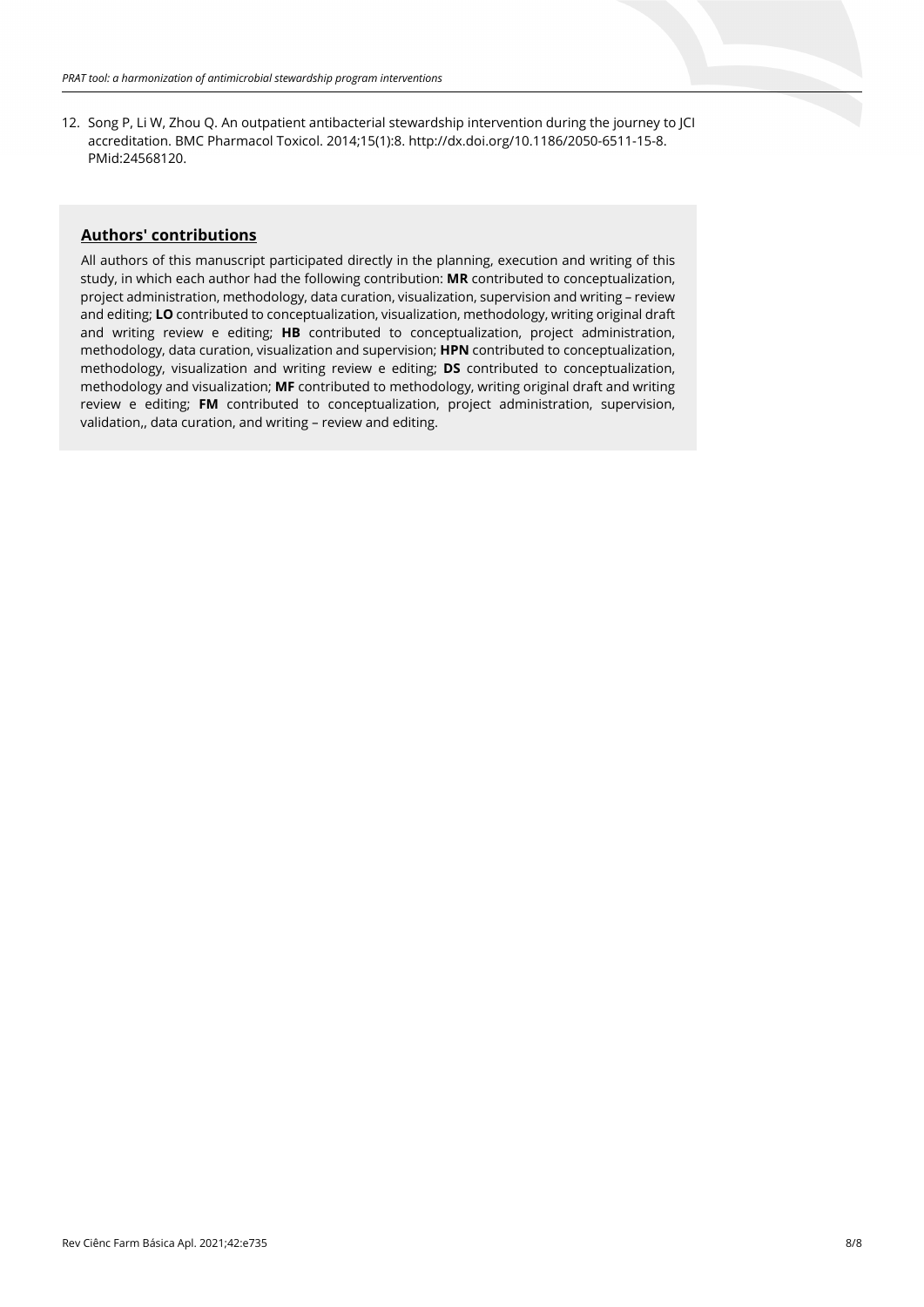12. Song P, Li W, Zhou Q. An outpatient antibacterial stewardship intervention during the journey to JCI accreditation. BMC Pharmacol Toxicol. 2014;15(1):8. http://dx.doi.org/10.1186/2050-6511-15-8. PMid:24568120.

## Authors' contributions

All authors of this manuscript participated directly in the planning, execution and writing of this study, in which each author had the following contribution: **MR** contributed to conceptualization, project administration, methodology, data curation, visualization, supervision and writing – review and editing; **LO** contributed to conceptualization, visualization, methodology, writing original draft and writing review e editing; **HB** contributed to conceptualization, project administration, methodology, data curation, visualization and supervision; **HPN** contributed to conceptualization, methodology, visualization and writing review e editing; **DS** contributed to conceptualization, methodology and visualization; **MF** contributed to methodology, writing original draft and writing review e editing; **FM** contributed to conceptualization, project administration, supervision, validation,, data curation, and writing – review and editing.